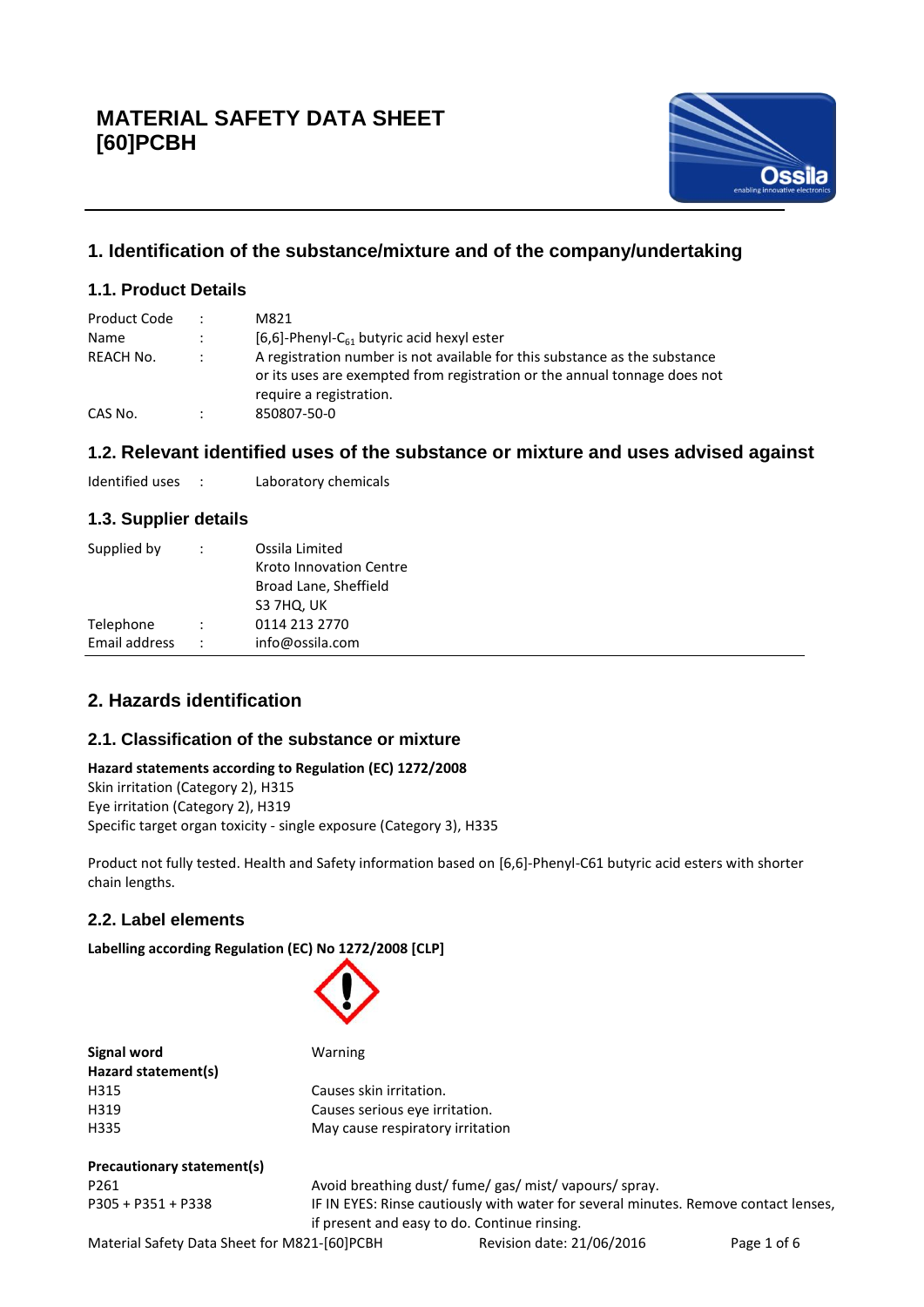# MATERIAL SAFETY DATA SHEET
# [60]PCBH

## 1. Identification of the substance/mixture and of the company/undertaking

### 1.1. Product Details

| | | |
|---|---|---|
| Product Code | : | M821 |
| Name | : | [6,6]-Phenyl-$C_{61}$ butyric acid hexyl ester |
| REACH No. | : | A registration number is not available for this substance as the substance or its uses are exempted from registration or the annual tonnage does not require a registration. |
| CAS No. | : | 850807-50-0 |

### 1.2. Relevant identified uses of the substance or mixture and uses advised against

| | | |
|---|---|---|
| Identified uses | : | Laboratory chemicals |

### 1.3. Supplier details

| | | |
|---|---|---|
| Supplied by | : | Ossila Limited<br>Kroto Innovation Centre<br>Broad Lane, Sheffield<br>S3 7HQ, UK |
| Telephone | : | 0114 213 2770 |
| Email address | : | info@ossila.com |

## 2. Hazards identification

### 2.1. Classification of the substance or mixture

**Hazard statements according to Regulation (EC) 1272/2008**

Skin irritation (Category 2), H315
Eye irritation (Category 2), H319
Specific target organ toxicity - single exposure (Category 3), H335

Product not fully tested. Health and Safety information based on [6,6]-Phenyl-C61 butyric acid esters with shorter chain lengths.

### 2.2. Label elements

**Labelling according Regulation (EC) No 1272/2008 [CLP]**

| | |
|---|---|
| **Signal word** | Warning |
| **Hazard statement(s)** | |
| H315 | Causes skin irritation. |
| H319 | Causes serious eye irritation. |
| H335 | May cause respiratory irritation |

| | |
|---|---|
| **Precautionary statement(s)** | |
| P261 | Avoid breathing dust/ fume/ gas/ mist/ vapours/ spray. |
| P305 + P351 + P338 | IF IN EYES: Rinse cautiously with water for several minutes. Remove contact lenses, if present and easy to do. Continue rinsing. |

Material Safety Data Sheet for M821-[60]PCBH Revision date: 21/06/2016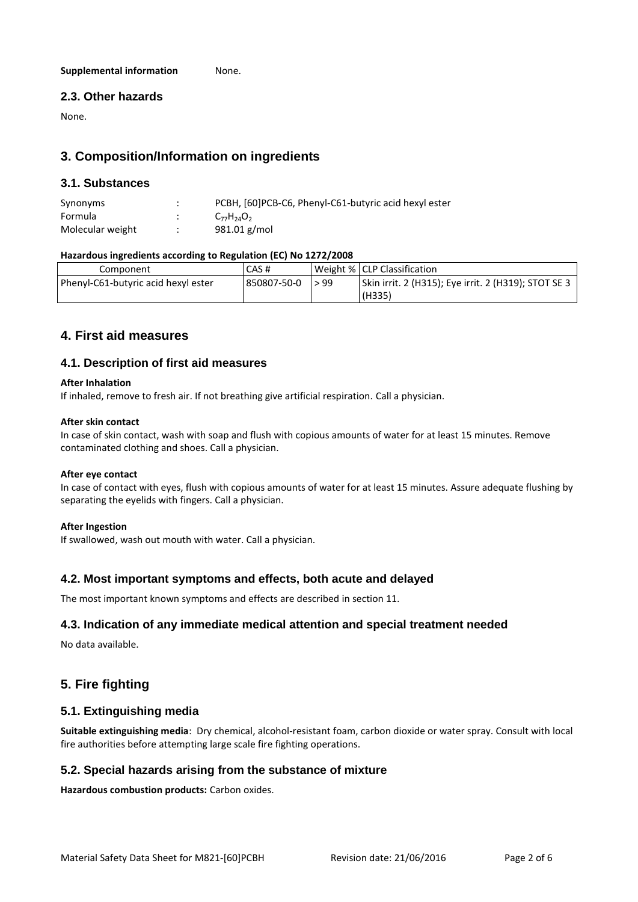**Supplemental information** None.

### 2.3. Other hazards

None.

## 3. Composition/Information on ingredients

### 3.1. Substances

| | | |
|---|---|---|
| Synonyms | : | PCBH, [60]PCB-C6, Phenyl-C61-butyric acid hexyl ester |
| Formula | : | $C_{77}H_{24}O_2$ |
| Molecular weight | : | 981.01 g/mol |

**Hazardous ingredients according to Regulation (EC) No 1272/2008**

| Component | CAS # | Weight % | CLP Classification |
|---|---|---|---|
| Phenyl-C61-butyric acid hexyl ester | 850807-50-0 | > 99 | Skin irrit. 2 (H315); Eye irrit. 2 (H319); STOT SE 3 (H335) |

## 4. First aid measures

### 4.1. Description of first aid measures

**After Inhalation**

If inhaled, remove to fresh air. If not breathing give artificial respiration. Call a physician.

**After skin contact**

In case of skin contact, wash with soap and flush with copious amounts of water for at least 15 minutes. Remove contaminated clothing and shoes. Call a physician.

**After eye contact**

In case of contact with eyes, flush with copious amounts of water for at least 15 minutes. Assure adequate flushing by separating the eyelids with fingers. Call a physician.

**After Ingestion**

If swallowed, wash out mouth with water. Call a physician.

### 4.2. Most important symptoms and effects, both acute and delayed

The most important known symptoms and effects are described in section 11.

### 4.3. Indication of any immediate medical attention and special treatment needed

No data available.

## 5. Fire fighting

### 5.1. Extinguishing media

**Suitable extinguishing media**: Dry chemical, alcohol-resistant foam, carbon dioxide or water spray. Consult with local fire authorities before attempting large scale fire fighting operations.

### 5.2. Special hazards arising from the substance of mixture

**Hazardous combustion products:** Carbon oxides.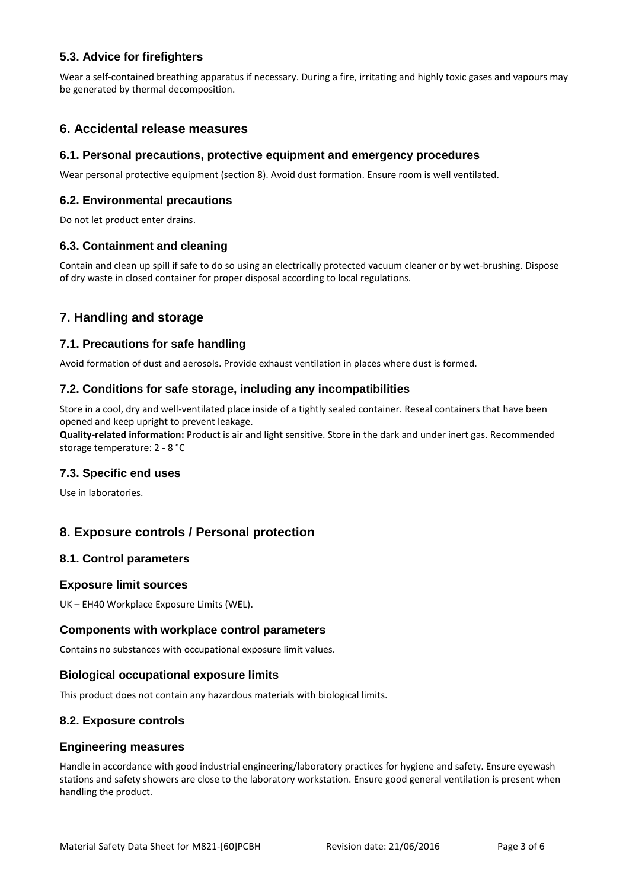### 5.3. Advice for firefighters

Wear a self-contained breathing apparatus if necessary. During a fire, irritating and highly toxic gases and vapours may be generated by thermal decomposition.

## 6. Accidental release measures

### 6.1. Personal precautions, protective equipment and emergency procedures

Wear personal protective equipment (section 8). Avoid dust formation. Ensure room is well ventilated.

### 6.2. Environmental precautions

Do not let product enter drains.

### 6.3. Containment and cleaning

Contain and clean up spill if safe to do so using an electrically protected vacuum cleaner or by wet-brushing. Dispose of dry waste in closed container for proper disposal according to local regulations.

## 7. Handling and storage

### 7.1. Precautions for safe handling

Avoid formation of dust and aerosols. Provide exhaust ventilation in places where dust is formed.

### 7.2. Conditions for safe storage, including any incompatibilities

Store in a cool, dry and well-ventilated place inside of a tightly sealed container. Reseal containers that have been opened and keep upright to prevent leakage.
**Quality-related information:** Product is air and light sensitive. Store in the dark and under inert gas. Recommended storage temperature: 2 - 8 °C

### 7.3. Specific end uses

Use in laboratories.

## 8. Exposure controls / Personal protection

### 8.1. Control parameters

### Exposure limit sources

UK – EH40 Workplace Exposure Limits (WEL).

### Components with workplace control parameters

Contains no substances with occupational exposure limit values.

### Biological occupational exposure limits

This product does not contain any hazardous materials with biological limits.

### 8.2. Exposure controls

### Engineering measures

Handle in accordance with good industrial engineering/laboratory practices for hygiene and safety. Ensure eyewash stations and safety showers are close to the laboratory workstation. Ensure good general ventilation is present when handling the product.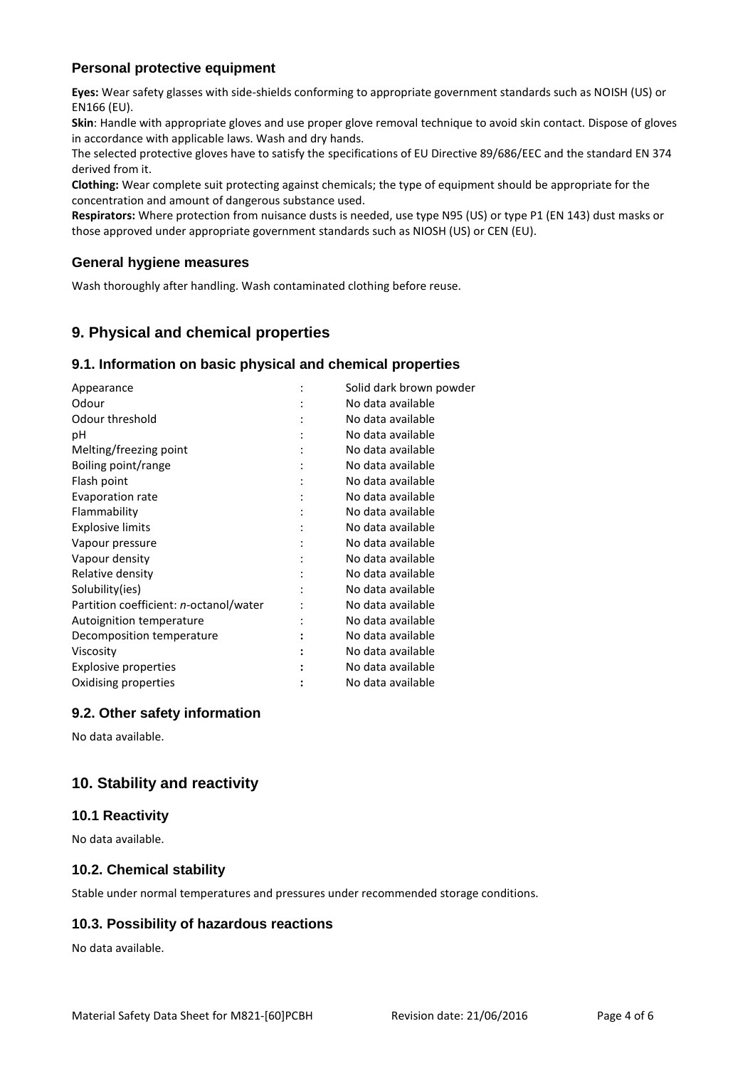### Personal protective equipment

**Eyes:** Wear safety glasses with side-shields conforming to appropriate government standards such as NOISH (US) or EN166 (EU).

**Skin**: Handle with appropriate gloves and use proper glove removal technique to avoid skin contact. Dispose of gloves in accordance with applicable laws. Wash and dry hands.

The selected protective gloves have to satisfy the specifications of EU Directive 89/686/EEC and the standard EN 374 derived from it.

**Clothing:** Wear complete suit protecting against chemicals; the type of equipment should be appropriate for the concentration and amount of dangerous substance used.

**Respirators:** Where protection from nuisance dusts is needed, use type N95 (US) or type P1 (EN 143) dust masks or those approved under appropriate government standards such as NIOSH (US) or CEN (EU).

### General hygiene measures

Wash thoroughly after handling. Wash contaminated clothing before reuse.

## 9. Physical and chemical properties

### 9.1. Information on basic physical and chemical properties

| Property | | Value |
|---|---|---|
| Appearance | : | Solid dark brown powder |
| Odour | : | No data available |
| Odour threshold | : | No data available |
| pH | : | No data available |
| Melting/freezing point | : | No data available |
| Boiling point/range | : | No data available |
| Flash point | : | No data available |
| Evaporation rate | : | No data available |
| Flammability | : | No data available |
| Explosive limits | : | No data available |
| Vapour pressure | : | No data available |
| Vapour density | : | No data available |
| Relative density | : | No data available |
| Solubility(ies) | : | No data available |
| Partition coefficient: *n*-octanol/water | : | No data available |
| Autoignition temperature | : | No data available |
| Decomposition temperature | : | No data available |
| Viscosity | : | No data available |
| Explosive properties | : | No data available |
| Oxidising properties | : | No data available |

### 9.2. Other safety information

No data available.

## 10. Stability and reactivity

### 10.1 Reactivity

No data available.

### 10.2. Chemical stability

Stable under normal temperatures and pressures under recommended storage conditions.

### 10.3. Possibility of hazardous reactions

No data available.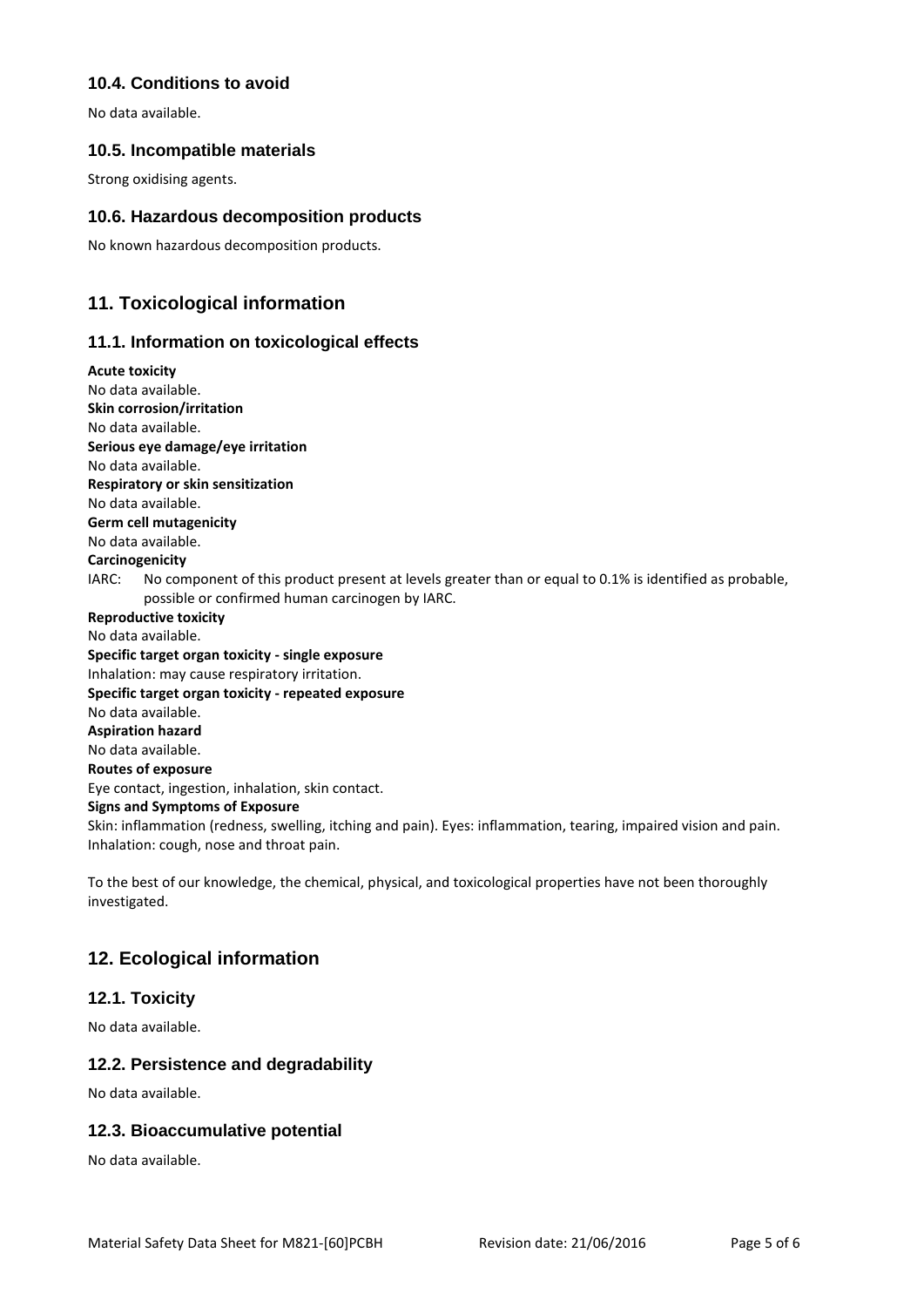### 10.4. Conditions to avoid

No data available.

### 10.5. Incompatible materials

Strong oxidising agents.

### 10.6. Hazardous decomposition products

No known hazardous decomposition products.

## 11. Toxicological information

### 11.1. Information on toxicological effects

**Acute toxicity**
No data available.
**Skin corrosion/irritation**
No data available.
**Serious eye damage/eye irritation**
No data available.
**Respiratory or skin sensitization**
No data available.
**Germ cell mutagenicity**
No data available.
**Carcinogenicity**
IARC: No component of this product present at levels greater than or equal to 0.1% is identified as probable, possible or confirmed human carcinogen by IARC.
**Reproductive toxicity**
No data available.
**Specific target organ toxicity - single exposure**
Inhalation: may cause respiratory irritation.
**Specific target organ toxicity - repeated exposure**
No data available.
**Aspiration hazard**
No data available.
**Routes of exposure**
Eye contact, ingestion, inhalation, skin contact.
**Signs and Symptoms of Exposure**
Skin: inflammation (redness, swelling, itching and pain). Eyes: inflammation, tearing, impaired vision and pain. Inhalation: cough, nose and throat pain.

To the best of our knowledge, the chemical, physical, and toxicological properties have not been thoroughly investigated.

## 12. Ecological information

### 12.1. Toxicity

No data available.

### 12.2. Persistence and degradability

No data available.

### 12.3. Bioaccumulative potential

No data available.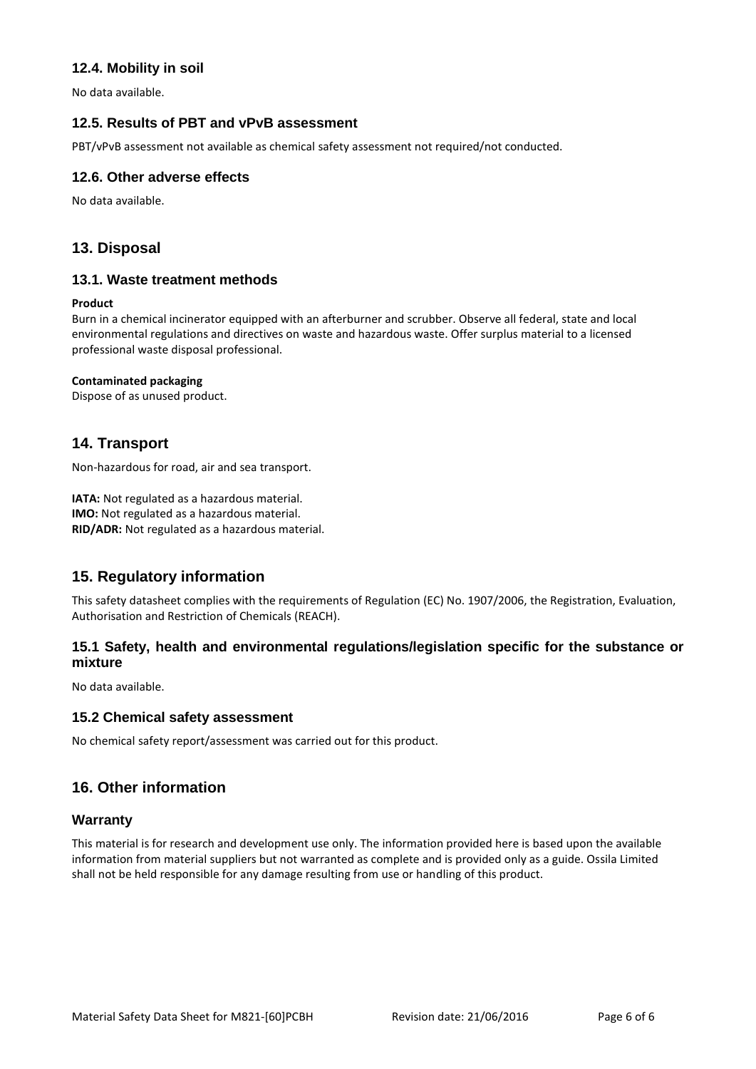### 12.4. Mobility in soil

No data available.

### 12.5. Results of PBT and vPvB assessment

PBT/vPvB assessment not available as chemical safety assessment not required/not conducted.

### 12.6. Other adverse effects

No data available.

## 13. Disposal

### 13.1. Waste treatment methods

**Product**
Burn in a chemical incinerator equipped with an afterburner and scrubber. Observe all federal, state and local environmental regulations and directives on waste and hazardous waste. Offer surplus material to a licensed professional waste disposal professional.

**Contaminated packaging**
Dispose of as unused product.

## 14. Transport

Non-hazardous for road, air and sea transport.

**IATA:** Not regulated as a hazardous material.
**IMO:** Not regulated as a hazardous material.
**RID/ADR:** Not regulated as a hazardous material.

## 15. Regulatory information

This safety datasheet complies with the requirements of Regulation (EC) No. 1907/2006, the Registration, Evaluation, Authorisation and Restriction of Chemicals (REACH).

### 15.1 Safety, health and environmental regulations/legislation specific for the substance or mixture

No data available.

### 15.2 Chemical safety assessment

No chemical safety report/assessment was carried out for this product.

## 16. Other information

### Warranty

This material is for research and development use only. The information provided here is based upon the available information from material suppliers but not warranted as complete and is provided only as a guide. Ossila Limited shall not be held responsible for any damage resulting from use or handling of this product.